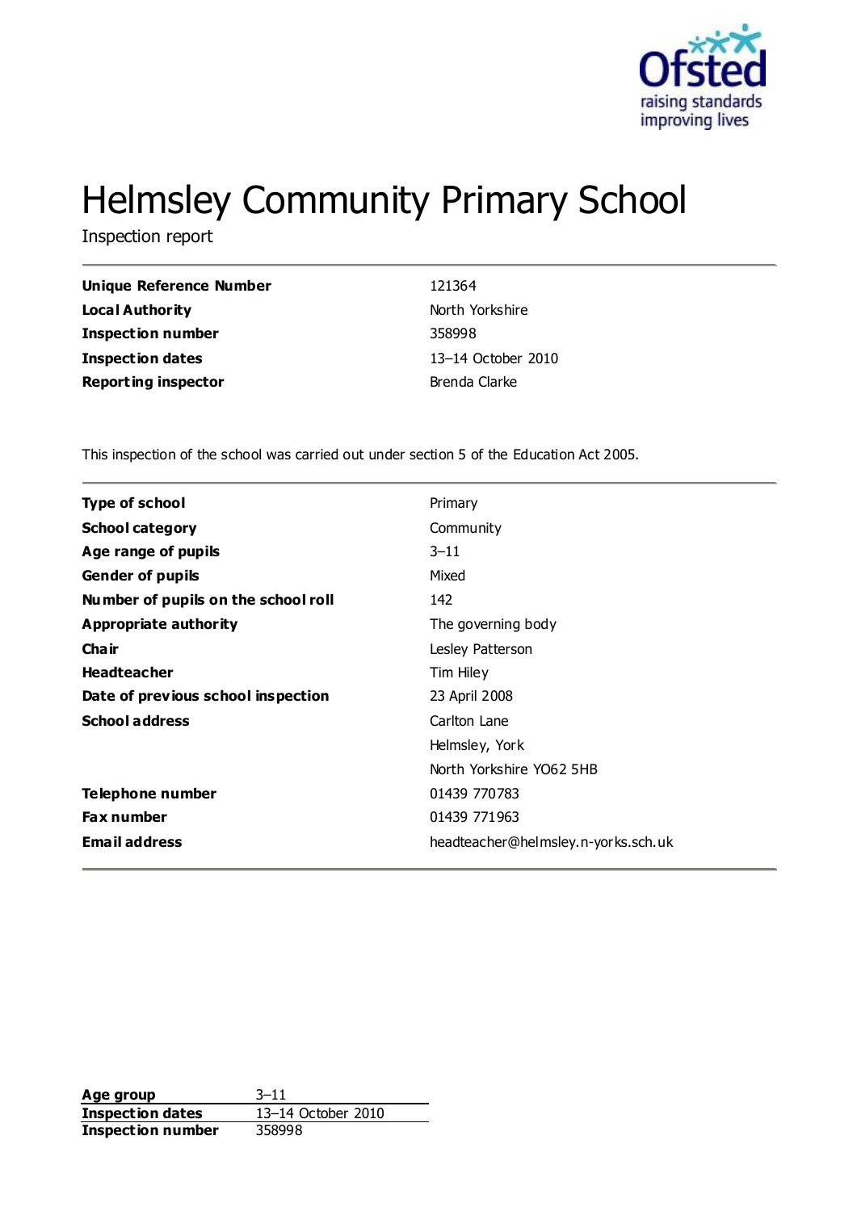# Helmsley Community Primary School

Inspection report

| | |
|---|---|
| **Unique Reference Number** | 121364 |
| **Local Authority** | North Yorkshire |
| **Inspection number** | 358998 |
| **Inspection dates** | 13–14 October 2010 |
| **Reporting inspector** | Brenda Clarke |

This inspection of the school was carried out under section 5 of the Education Act 2005.

| | |
|---|---|
| **Type of school** | Primary |
| **School category** | Community |
| **Age range of pupils** | 3–11 |
| **Gender of pupils** | Mixed |
| **Number of pupils on the school roll** | 142 |
| **Appropriate authority** | The governing body |
| **Chair** | Lesley Patterson |
| **Headteacher** | Tim Hiley |
| **Date of previous school inspection** | 23 April 2008 |
| **School address** | Carlton Lane<br>Helmsley, York<br>North Yorkshire YO62 5HB |
| **Telephone number** | 01439 770783 |
| **Fax number** | 01439 771963 |
| **Email address** | headteacher@helmsley.n-yorks.sch.uk |

| | |
|---|---|
| **Age group** | 3–11 |
| **Inspection dates** | 13–14 October 2010 |
| **Inspection number** | 358998 |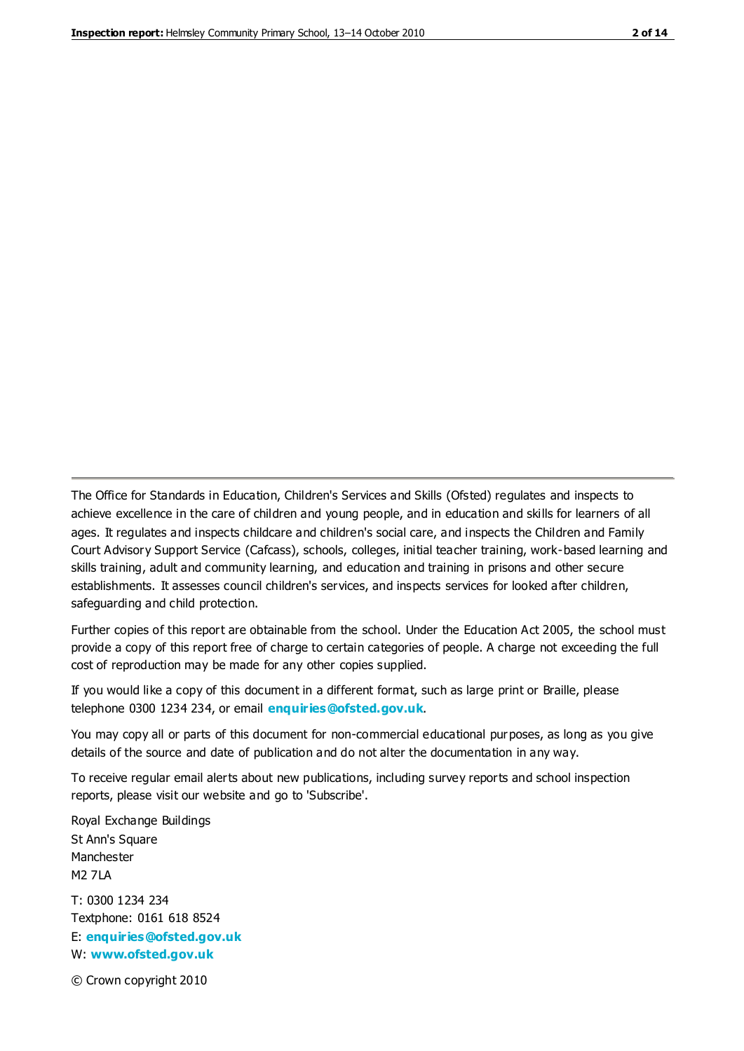The Office for Standards in Education, Children's Services and Skills (Ofsted) regulates and inspects to achieve excellence in the care of children and young people, and in education and skills for learners of all ages. It regulates and inspects childcare and children's social care, and inspects the Children and Family Court Advisory Support Service (Cafcass), schools, colleges, initial teacher training, work-based learning and skills training, adult and community learning, and education and training in prisons and other secure establishments. It assesses council children's services, and inspects services for looked after children, safeguarding and child protection.

Further copies of this report are obtainable from the school. Under the Education Act 2005, the school must provide a copy of this report free of charge to certain categories of people. A charge not exceeding the full cost of reproduction may be made for any other copies supplied.

If you would like a copy of this document in a different format, such as large print or Braille, please telephone 0300 1234 234, or email **enquiries@ofsted.gov.uk**.

You may copy all or parts of this document for non-commercial educational purposes, as long as you give details of the source and date of publication and do not alter the documentation in any way.

To receive regular email alerts about new publications, including survey reports and school inspection reports, please visit our website and go to 'Subscribe'.

Royal Exchange Buildings
St Ann's Square
Manchester
M2 7LA

T: 0300 1234 234
Textphone: 0161 618 8524
E: **enquiries@ofsted.gov.uk**
W: **www.ofsted.gov.uk**

© Crown copyright 2010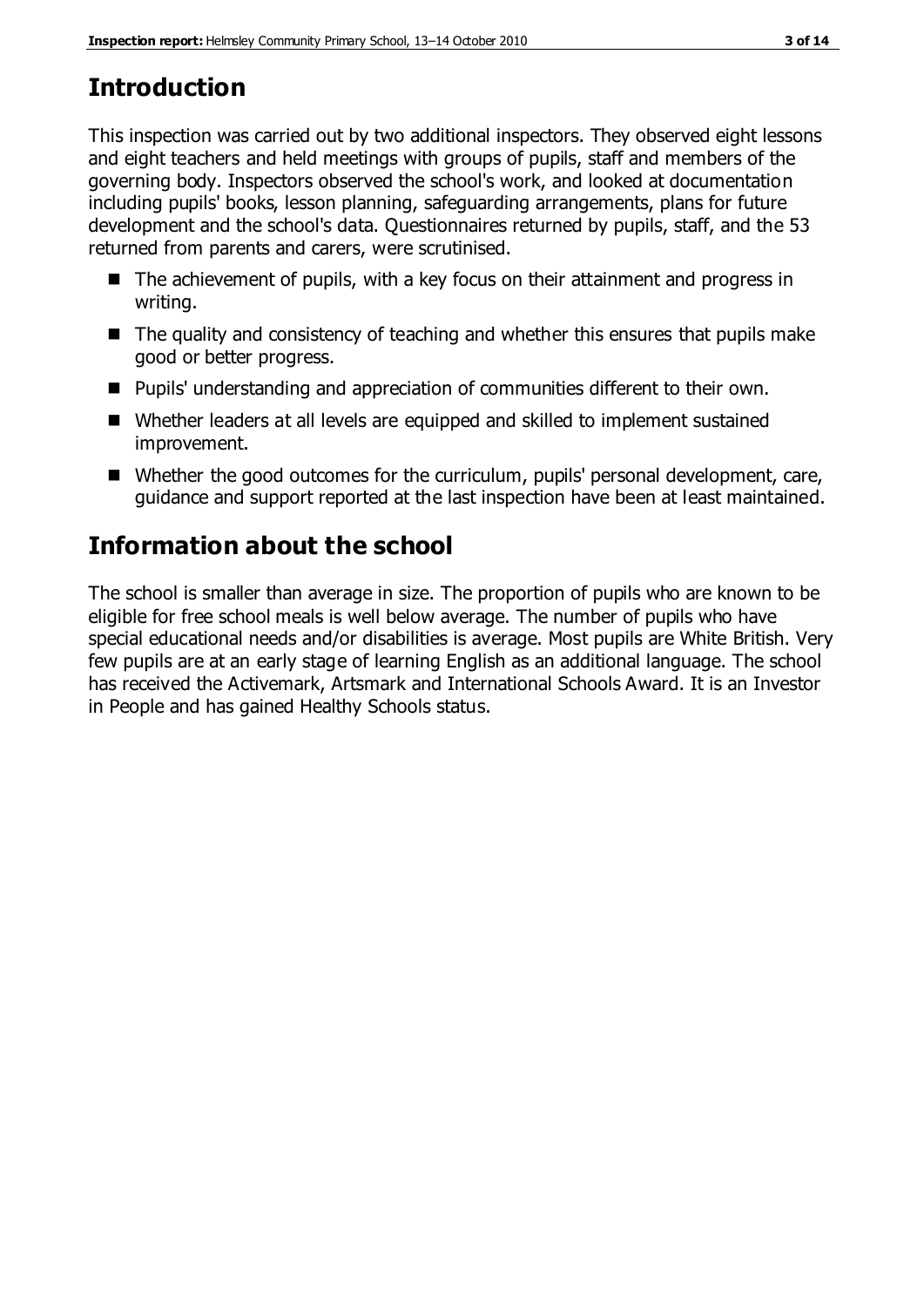## Introduction

This inspection was carried out by two additional inspectors. They observed eight lessons and eight teachers and held meetings with groups of pupils, staff and members of the governing body. Inspectors observed the school's work, and looked at documentation including pupils' books, lesson planning, safeguarding arrangements, plans for future development and the school's data. Questionnaires returned by pupils, staff, and the 53 returned from parents and carers, were scrutinised.

- The achievement of pupils, with a key focus on their attainment and progress in writing.
- The quality and consistency of teaching and whether this ensures that pupils make good or better progress.
- Pupils' understanding and appreciation of communities different to their own.
- Whether leaders at all levels are equipped and skilled to implement sustained improvement.
- Whether the good outcomes for the curriculum, pupils' personal development, care, guidance and support reported at the last inspection have been at least maintained.

## Information about the school

The school is smaller than average in size. The proportion of pupils who are known to be eligible for free school meals is well below average. The number of pupils who have special educational needs and/or disabilities is average. Most pupils are White British. Very few pupils are at an early stage of learning English as an additional language. The school has received the Activemark, Artsmark and International Schools Award. It is an Investor in People and has gained Healthy Schools status.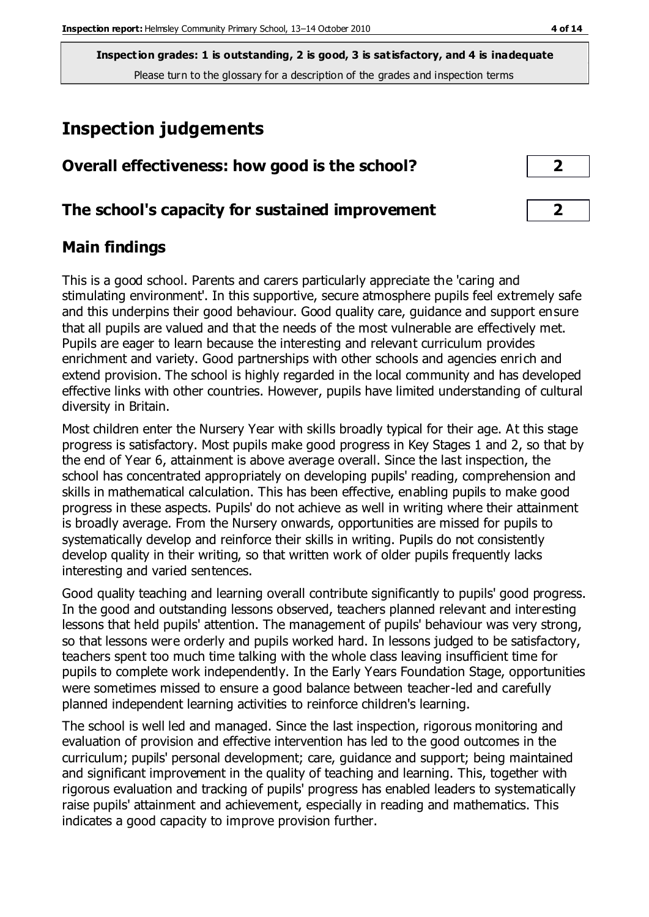**Inspection grades: 1 is outstanding, 2 is good, 3 is satisfactory, and 4 is inadequate**
Please turn to the glossary for a description of the grades and inspection terms

# Inspection judgements

## Overall effectiveness: how good is the school? 2

## The school's capacity for sustained improvement 2

## Main findings

This is a good school. Parents and carers particularly appreciate the 'caring and stimulating environment'. In this supportive, secure atmosphere pupils feel extremely safe and this underpins their good behaviour. Good quality care, guidance and support ensure that all pupils are valued and that the needs of the most vulnerable are effectively met. Pupils are eager to learn because the interesting and relevant curriculum provides enrichment and variety. Good partnerships with other schools and agencies enrich and extend provision. The school is highly regarded in the local community and has developed effective links with other countries. However, pupils have limited understanding of cultural diversity in Britain.

Most children enter the Nursery Year with skills broadly typical for their age. At this stage progress is satisfactory. Most pupils make good progress in Key Stages 1 and 2, so that by the end of Year 6, attainment is above average overall. Since the last inspection, the school has concentrated appropriately on developing pupils' reading, comprehension and skills in mathematical calculation. This has been effective, enabling pupils to make good progress in these aspects. Pupils' do not achieve as well in writing where their attainment is broadly average. From the Nursery onwards, opportunities are missed for pupils to systematically develop and reinforce their skills in writing. Pupils do not consistently develop quality in their writing, so that written work of older pupils frequently lacks interesting and varied sentences.

Good quality teaching and learning overall contribute significantly to pupils' good progress. In the good and outstanding lessons observed, teachers planned relevant and interesting lessons that held pupils' attention. The management of pupils' behaviour was very strong, so that lessons were orderly and pupils worked hard. In lessons judged to be satisfactory, teachers spent too much time talking with the whole class leaving insufficient time for pupils to complete work independently. In the Early Years Foundation Stage, opportunities were sometimes missed to ensure a good balance between teacher-led and carefully planned independent learning activities to reinforce children's learning.

The school is well led and managed. Since the last inspection, rigorous monitoring and evaluation of provision and effective intervention has led to the good outcomes in the curriculum; pupils' personal development; care, guidance and support; being maintained and significant improvement in the quality of teaching and learning. This, together with rigorous evaluation and tracking of pupils' progress has enabled leaders to systematically raise pupils' attainment and achievement, especially in reading and mathematics. This indicates a good capacity to improve provision further.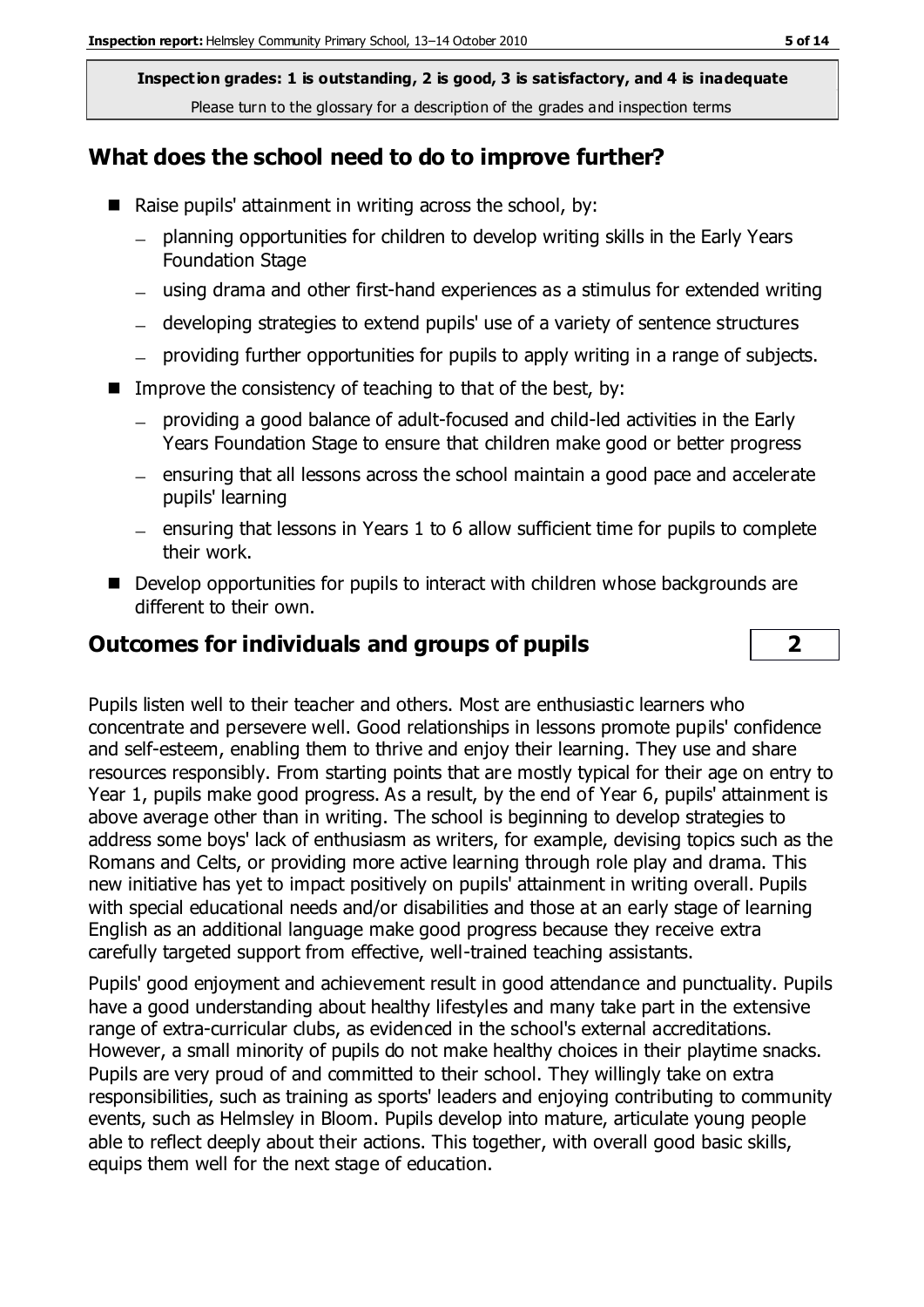**Inspection grades: 1 is outstanding, 2 is good, 3 is satisfactory, and 4 is inadequate**
Please turn to the glossary for a description of the grades and inspection terms

## What does the school need to do to improve further?

- Raise pupils' attainment in writing across the school, by:
  - planning opportunities for children to develop writing skills in the Early Years Foundation Stage
  - using drama and other first-hand experiences as a stimulus for extended writing
  - developing strategies to extend pupils' use of a variety of sentence structures
  - providing further opportunities for pupils to apply writing in a range of subjects.
- Improve the consistency of teaching to that of the best, by:
  - providing a good balance of adult-focused and child-led activities in the Early Years Foundation Stage to ensure that children make good or better progress
  - ensuring that all lessons across the school maintain a good pace and accelerate pupils' learning
  - ensuring that lessons in Years 1 to 6 allow sufficient time for pupils to complete their work.
- Develop opportunities for pupils to interact with children whose backgrounds are different to their own.

## Outcomes for individuals and groups of pupils — 2

Pupils listen well to their teacher and others. Most are enthusiastic learners who concentrate and persevere well. Good relationships in lessons promote pupils' confidence and self-esteem, enabling them to thrive and enjoy their learning. They use and share resources responsibly. From starting points that are mostly typical for their age on entry to Year 1, pupils make good progress. As a result, by the end of Year 6, pupils' attainment is above average other than in writing. The school is beginning to develop strategies to address some boys' lack of enthusiasm as writers, for example, devising topics such as the Romans and Celts, or providing more active learning through role play and drama. This new initiative has yet to impact positively on pupils' attainment in writing overall. Pupils with special educational needs and/or disabilities and those at an early stage of learning English as an additional language make good progress because they receive extra carefully targeted support from effective, well-trained teaching assistants.

Pupils' good enjoyment and achievement result in good attendance and punctuality. Pupils have a good understanding about healthy lifestyles and many take part in the extensive range of extra-curricular clubs, as evidenced in the school's external accreditations. However, a small minority of pupils do not make healthy choices in their playtime snacks. Pupils are very proud of and committed to their school. They willingly take on extra responsibilities, such as training as sports' leaders and enjoying contributing to community events, such as Helmsley in Bloom. Pupils develop into mature, articulate young people able to reflect deeply about their actions. This together, with overall good basic skills, equips them well for the next stage of education.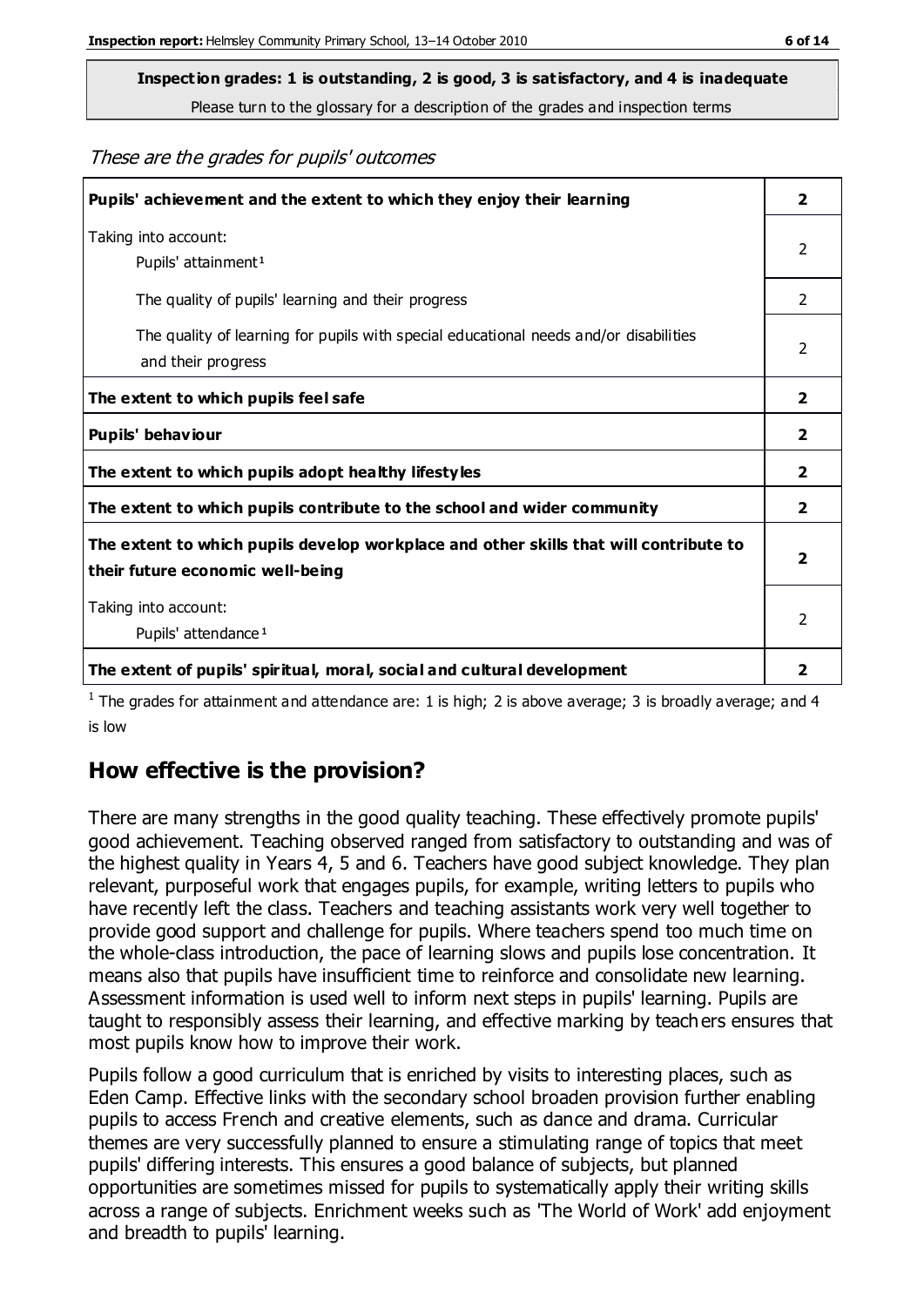**Inspection grades: 1 is outstanding, 2 is good, 3 is satisfactory, and 4 is inadequate**

Please turn to the glossary for a description of the grades and inspection terms

*These are the grades for pupils' outcomes*

| | |
|---|---|
| **Pupils' achievement and the extent to which they enjoy their learning** | **2** |
| Taking into account: Pupils' attainment[1] | 2 |
| The quality of pupils' learning and their progress | 2 |
| The quality of learning for pupils with special educational needs and/or disabilities and their progress | 2 |
| **The extent to which pupils feel safe** | **2** |
| **Pupils' behaviour** | **2** |
| **The extent to which pupils adopt healthy lifestyles** | **2** |
| **The extent to which pupils contribute to the school and wider community** | **2** |
| **The extent to which pupils develop workplace and other skills that will contribute to their future economic well-being** | **2** |
| Taking into account: Pupils' attendance[1] | 2 |
| **The extent of pupils' spiritual, moral, social and cultural development** | **2** |

[1] The grades for attainment and attendance are: 1 is high; 2 is above average; 3 is broadly average; and 4 is low

## How effective is the provision?

There are many strengths in the good quality teaching. These effectively promote pupils' good achievement. Teaching observed ranged from satisfactory to outstanding and was of the highest quality in Years 4, 5 and 6. Teachers have good subject knowledge. They plan relevant, purposeful work that engages pupils, for example, writing letters to pupils who have recently left the class. Teachers and teaching assistants work very well together to provide good support and challenge for pupils. Where teachers spend too much time on the whole-class introduction, the pace of learning slows and pupils lose concentration. It means also that pupils have insufficient time to reinforce and consolidate new learning. Assessment information is used well to inform next steps in pupils' learning. Pupils are taught to responsibly assess their learning, and effective marking by teachers ensures that most pupils know how to improve their work.

Pupils follow a good curriculum that is enriched by visits to interesting places, such as Eden Camp. Effective links with the secondary school broaden provision further enabling pupils to access French and creative elements, such as dance and drama. Curricular themes are very successfully planned to ensure a stimulating range of topics that meet pupils' differing interests. This ensures a good balance of subjects, but planned opportunities are sometimes missed for pupils to systematically apply their writing skills across a range of subjects. Enrichment weeks such as 'The World of Work' add enjoyment and breadth to pupils' learning.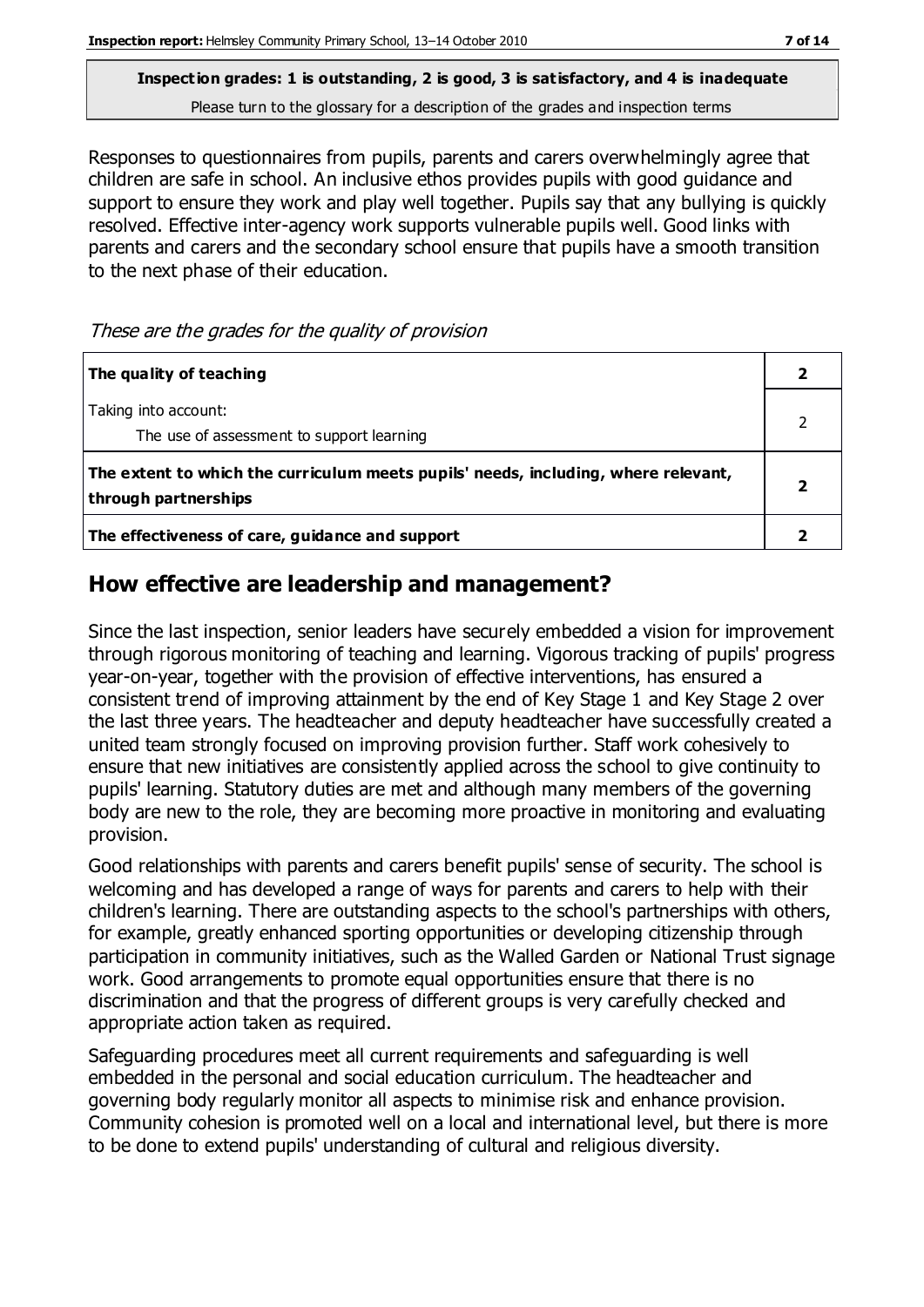**Inspection grades: 1 is outstanding, 2 is good, 3 is satisfactory, and 4 is inadequate**
Please turn to the glossary for a description of the grades and inspection terms

Responses to questionnaires from pupils, parents and carers overwhelmingly agree that children are safe in school. An inclusive ethos provides pupils with good guidance and support to ensure they work and play well together. Pupils say that any bullying is quickly resolved. Effective inter-agency work supports vulnerable pupils well. Good links with parents and carers and the secondary school ensure that pupils have a smooth transition to the next phase of their education.

*These are the grades for the quality of provision*

| | |
|---|---|
| **The quality of teaching** | **2** |
| Taking into account:<br>The use of assessment to support learning | 2 |
| **The extent to which the curriculum meets pupils' needs, including, where relevant, through partnerships** | **2** |
| **The effectiveness of care, guidance and support** | **2** |

## How effective are leadership and management?

Since the last inspection, senior leaders have securely embedded a vision for improvement through rigorous monitoring of teaching and learning. Vigorous tracking of pupils' progress year-on-year, together with the provision of effective interventions, has ensured a consistent trend of improving attainment by the end of Key Stage 1 and Key Stage 2 over the last three years. The headteacher and deputy headteacher have successfully created a united team strongly focused on improving provision further. Staff work cohesively to ensure that new initiatives are consistently applied across the school to give continuity to pupils' learning. Statutory duties are met and although many members of the governing body are new to the role, they are becoming more proactive in monitoring and evaluating provision.

Good relationships with parents and carers benefit pupils' sense of security. The school is welcoming and has developed a range of ways for parents and carers to help with their children's learning. There are outstanding aspects to the school's partnerships with others, for example, greatly enhanced sporting opportunities or developing citizenship through participation in community initiatives, such as the Walled Garden or National Trust signage work. Good arrangements to promote equal opportunities ensure that there is no discrimination and that the progress of different groups is very carefully checked and appropriate action taken as required.

Safeguarding procedures meet all current requirements and safeguarding is well embedded in the personal and social education curriculum. The headteacher and governing body regularly monitor all aspects to minimise risk and enhance provision. Community cohesion is promoted well on a local and international level, but there is more to be done to extend pupils' understanding of cultural and religious diversity.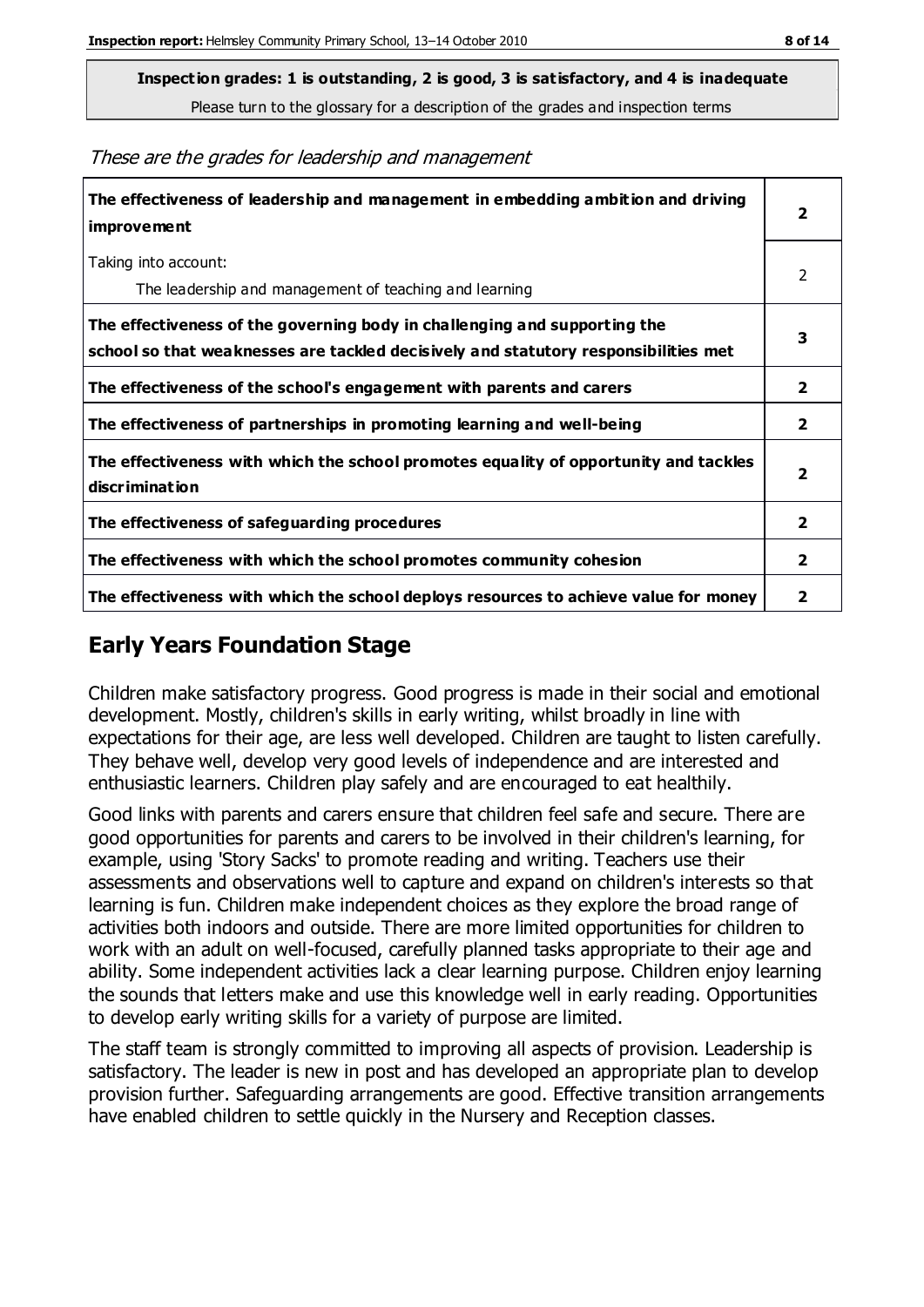**Inspection grades: 1 is outstanding, 2 is good, 3 is satisfactory, and 4 is inadequate**
Please turn to the glossary for a description of the grades and inspection terms

*These are the grades for leadership and management*

| | |
|---|---|
| **The effectiveness of leadership and management in embedding ambition and driving improvement** | **2** |
| Taking into account: The leadership and management of teaching and learning | 2 |
| **The effectiveness of the governing body in challenging and supporting the school so that weaknesses are tackled decisively and statutory responsibilities met** | **3** |
| **The effectiveness of the school's engagement with parents and carers** | **2** |
| **The effectiveness of partnerships in promoting learning and well-being** | **2** |
| **The effectiveness with which the school promotes equality of opportunity and tackles discrimination** | **2** |
| **The effectiveness of safeguarding procedures** | **2** |
| **The effectiveness with which the school promotes community cohesion** | **2** |
| **The effectiveness with which the school deploys resources to achieve value for money** | **2** |

## Early Years Foundation Stage

Children make satisfactory progress. Good progress is made in their social and emotional development. Mostly, children's skills in early writing, whilst broadly in line with expectations for their age, are less well developed. Children are taught to listen carefully. They behave well, develop very good levels of independence and are interested and enthusiastic learners. Children play safely and are encouraged to eat healthily.

Good links with parents and carers ensure that children feel safe and secure. There are good opportunities for parents and carers to be involved in their children's learning, for example, using 'Story Sacks' to promote reading and writing. Teachers use their assessments and observations well to capture and expand on children's interests so that learning is fun. Children make independent choices as they explore the broad range of activities both indoors and outside. There are more limited opportunities for children to work with an adult on well-focused, carefully planned tasks appropriate to their age and ability. Some independent activities lack a clear learning purpose. Children enjoy learning the sounds that letters make and use this knowledge well in early reading. Opportunities to develop early writing skills for a variety of purpose are limited.

The staff team is strongly committed to improving all aspects of provision. Leadership is satisfactory. The leader is new in post and has developed an appropriate plan to develop provision further. Safeguarding arrangements are good. Effective transition arrangements have enabled children to settle quickly in the Nursery and Reception classes.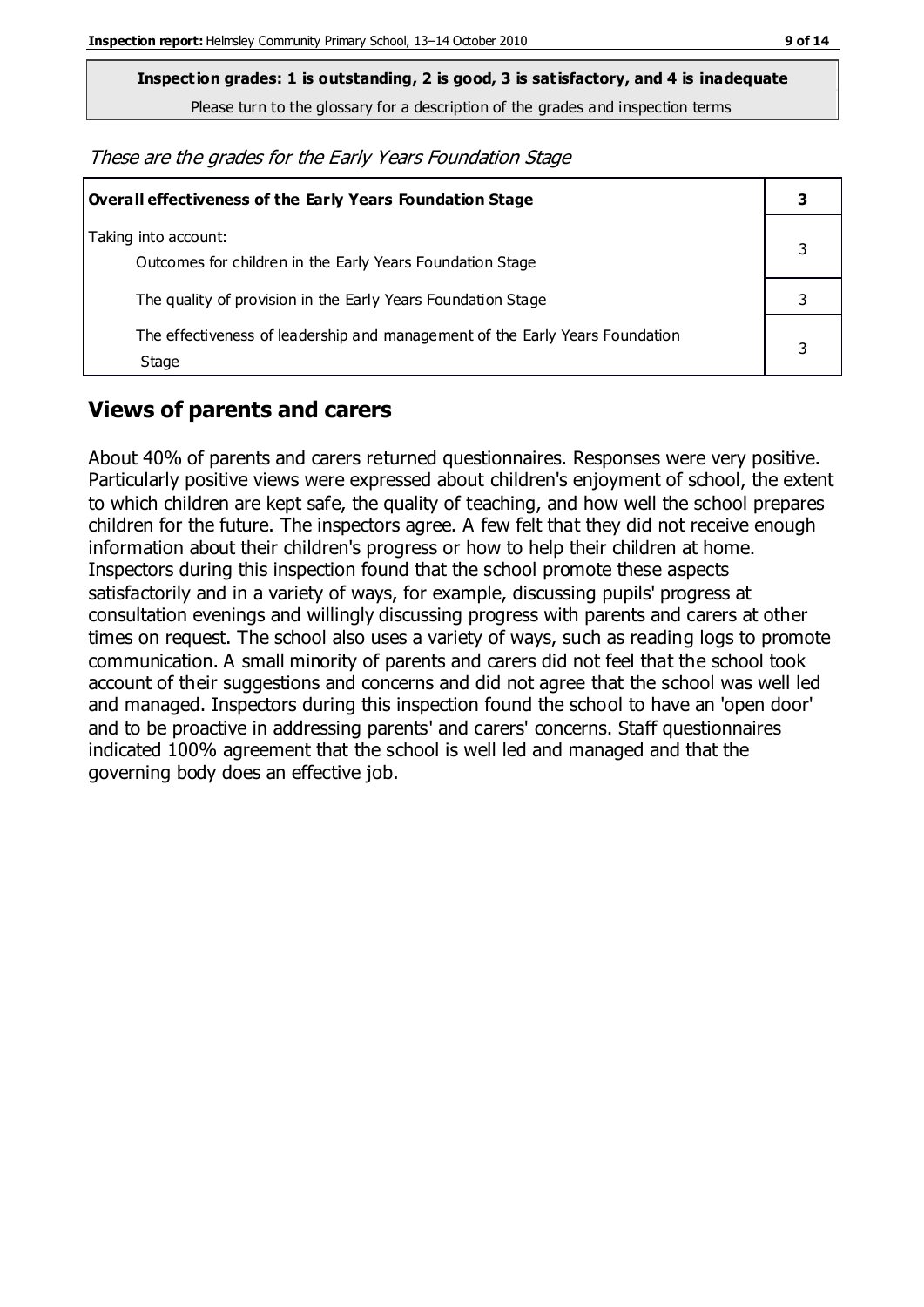**Inspection grades: 1 is outstanding, 2 is good, 3 is satisfactory, and 4 is inadequate**

Please turn to the glossary for a description of the grades and inspection terms

*These are the grades for the Early Years Foundation Stage*

| **Overall effectiveness of the Early Years Foundation Stage** | **3** |
|---|---|
| Taking into account:<br>Outcomes for children in the Early Years Foundation Stage | 3 |
| The quality of provision in the Early Years Foundation Stage | 3 |
| The effectiveness of leadership and management of the Early Years Foundation Stage | 3 |

## Views of parents and carers

About 40% of parents and carers returned questionnaires. Responses were very positive. Particularly positive views were expressed about children's enjoyment of school, the extent to which children are kept safe, the quality of teaching, and how well the school prepares children for the future. The inspectors agree. A few felt that they did not receive enough information about their children's progress or how to help their children at home. Inspectors during this inspection found that the school promote these aspects satisfactorily and in a variety of ways, for example, discussing pupils' progress at consultation evenings and willingly discussing progress with parents and carers at other times on request. The school also uses a variety of ways, such as reading logs to promote communication. A small minority of parents and carers did not feel that the school took account of their suggestions and concerns and did not agree that the school was well led and managed. Inspectors during this inspection found the school to have an 'open door' and to be proactive in addressing parents' and carers' concerns. Staff questionnaires indicated 100% agreement that the school is well led and managed and that the governing body does an effective job.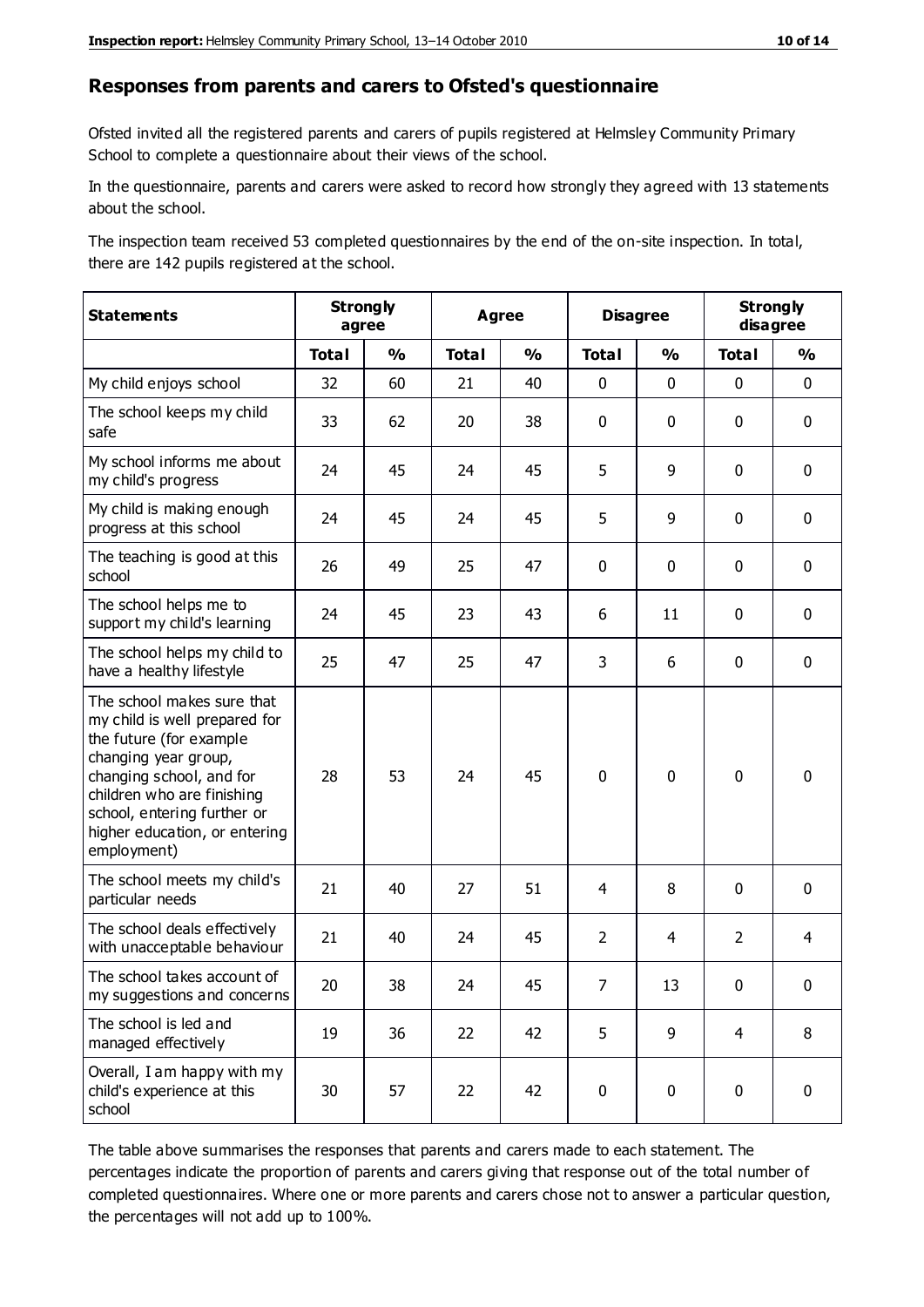## Responses from parents and carers to Ofsted's questionnaire

Ofsted invited all the registered parents and carers of pupils registered at Helmsley Community Primary School to complete a questionnaire about their views of the school.

In the questionnaire, parents and carers were asked to record how strongly they agreed with 13 statements about the school.

The inspection team received 53 completed questionnaires by the end of the on-site inspection. In total, there are 142 pupils registered at the school.

| Statements | Strongly agree | | Agree | | Disagree | | Strongly disagree | |
|---|---|---|---|---|---|---|---|---|
| | Total | % | Total | % | Total | % | Total | % |
| My child enjoys school | 32 | 60 | 21 | 40 | 0 | 0 | 0 | 0 |
| The school keeps my child safe | 33 | 62 | 20 | 38 | 0 | 0 | 0 | 0 |
| My school informs me about my child's progress | 24 | 45 | 24 | 45 | 5 | 9 | 0 | 0 |
| My child is making enough progress at this school | 24 | 45 | 24 | 45 | 5 | 9 | 0 | 0 |
| The teaching is good at this school | 26 | 49 | 25 | 47 | 0 | 0 | 0 | 0 |
| The school helps me to support my child's learning | 24 | 45 | 23 | 43 | 6 | 11 | 0 | 0 |
| The school helps my child to have a healthy lifestyle | 25 | 47 | 25 | 47 | 3 | 6 | 0 | 0 |
| The school makes sure that my child is well prepared for the future (for example changing year group, changing school, and for children who are finishing school, entering further or higher education, or entering employment) | 28 | 53 | 24 | 45 | 0 | 0 | 0 | 0 |
| The school meets my child's particular needs | 21 | 40 | 27 | 51 | 4 | 8 | 0 | 0 |
| The school deals effectively with unacceptable behaviour | 21 | 40 | 24 | 45 | 2 | 4 | 2 | 4 |
| The school takes account of my suggestions and concerns | 20 | 38 | 24 | 45 | 7 | 13 | 0 | 0 |
| The school is led and managed effectively | 19 | 36 | 22 | 42 | 5 | 9 | 4 | 8 |
| Overall, I am happy with my child's experience at this school | 30 | 57 | 22 | 42 | 0 | 0 | 0 | 0 |

The table above summarises the responses that parents and carers made to each statement. The percentages indicate the proportion of parents and carers giving that response out of the total number of completed questionnaires. Where one or more parents and carers chose not to answer a particular question, the percentages will not add up to 100%.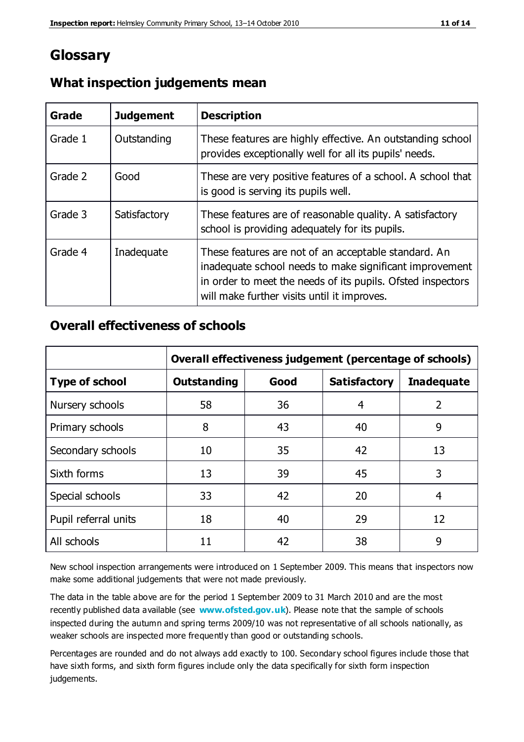## Glossary

### What inspection judgements mean

| Grade | Judgement | Description |
|---|---|---|
| Grade 1 | Outstanding | These features are highly effective. An outstanding school provides exceptionally well for all its pupils' needs. |
| Grade 2 | Good | These are very positive features of a school. A school that is good is serving its pupils well. |
| Grade 3 | Satisfactory | These features are of reasonable quality. A satisfactory school is providing adequately for its pupils. |
| Grade 4 | Inadequate | These features are not of an acceptable standard. An inadequate school needs to make significant improvement in order to meet the needs of its pupils. Ofsted inspectors will make further visits until it improves. |

### Overall effectiveness of schools

| | Overall effectiveness judgement (percentage of schools) | | | |
|---|---|---|---|---|
| **Type of school** | **Outstanding** | **Good** | **Satisfactory** | **Inadequate** |
| Nursery schools | 58 | 36 | 4 | 2 |
| Primary schools | 8 | 43 | 40 | 9 |
| Secondary schools | 10 | 35 | 42 | 13 |
| Sixth forms | 13 | 39 | 45 | 3 |
| Special schools | 33 | 42 | 20 | 4 |
| Pupil referral units | 18 | 40 | 29 | 12 |
| All schools | 11 | 42 | 38 | 9 |

New school inspection arrangements were introduced on 1 September 2009. This means that inspectors now make some additional judgements that were not made previously.

The data in the table above are for the period 1 September 2009 to 31 March 2010 and are the most recently published data available (see **www.ofsted.gov.uk**). Please note that the sample of schools inspected during the autumn and spring terms 2009/10 was not representative of all schools nationally, as weaker schools are inspected more frequently than good or outstanding schools.

Percentages are rounded and do not always add exactly to 100. Secondary school figures include those that have sixth forms, and sixth form figures include only the data specifically for sixth form inspection judgements.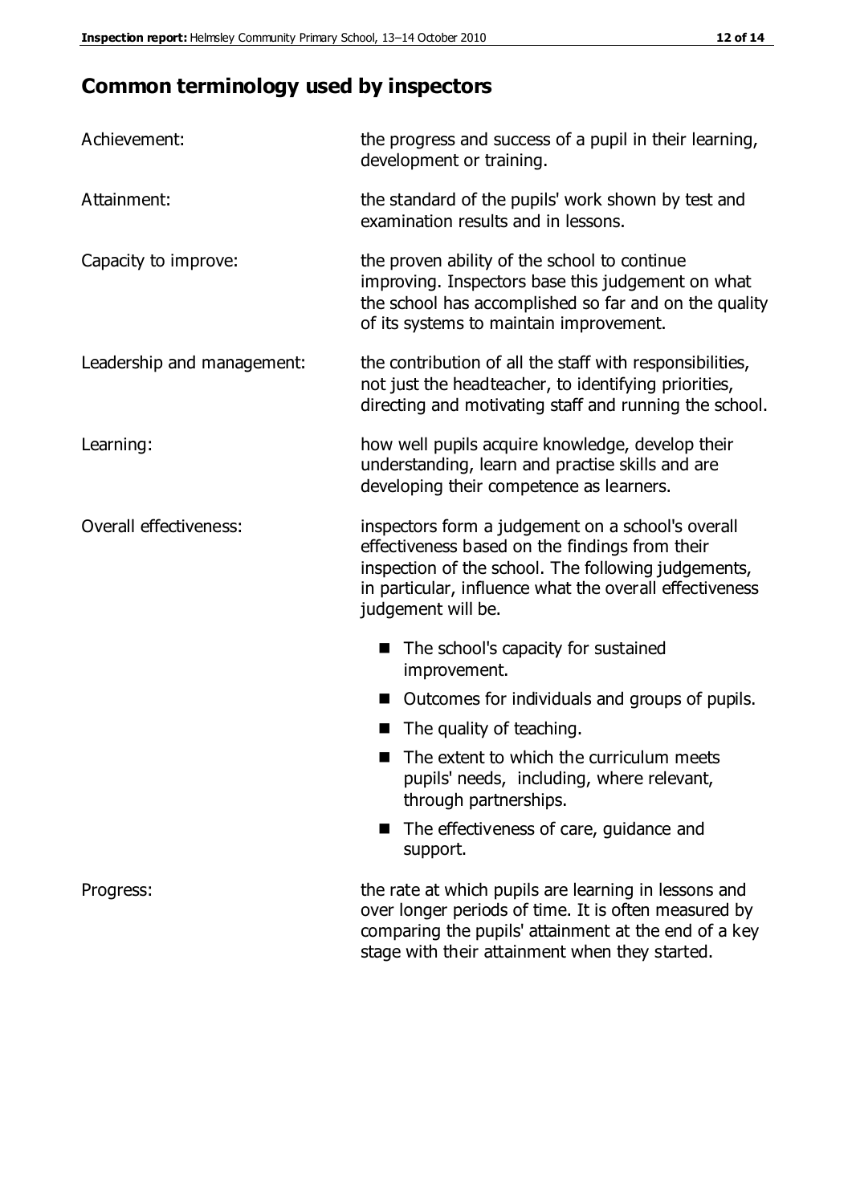## Common terminology used by inspectors

**Achievement:** the progress and success of a pupil in their learning, development or training.

**Attainment:** the standard of the pupils' work shown by test and examination results and in lessons.

**Capacity to improve:** the proven ability of the school to continue improving. Inspectors base this judgement on what the school has accomplished so far and on the quality of its systems to maintain improvement.

**Leadership and management:** the contribution of all the staff with responsibilities, not just the headteacher, to identifying priorities, directing and motivating staff and running the school.

**Learning:** how well pupils acquire knowledge, develop their understanding, learn and practise skills and are developing their competence as learners.

**Overall effectiveness:** inspectors form a judgement on a school's overall effectiveness based on the findings from their inspection of the school. The following judgements, in particular, influence what the overall effectiveness judgement will be.

- The school's capacity for sustained improvement.
- Outcomes for individuals and groups of pupils.
- The quality of teaching.
- The extent to which the curriculum meets pupils' needs, including, where relevant, through partnerships.
- The effectiveness of care, guidance and support.

**Progress:** the rate at which pupils are learning in lessons and over longer periods of time. It is often measured by comparing the pupils' attainment at the end of a key stage with their attainment when they started.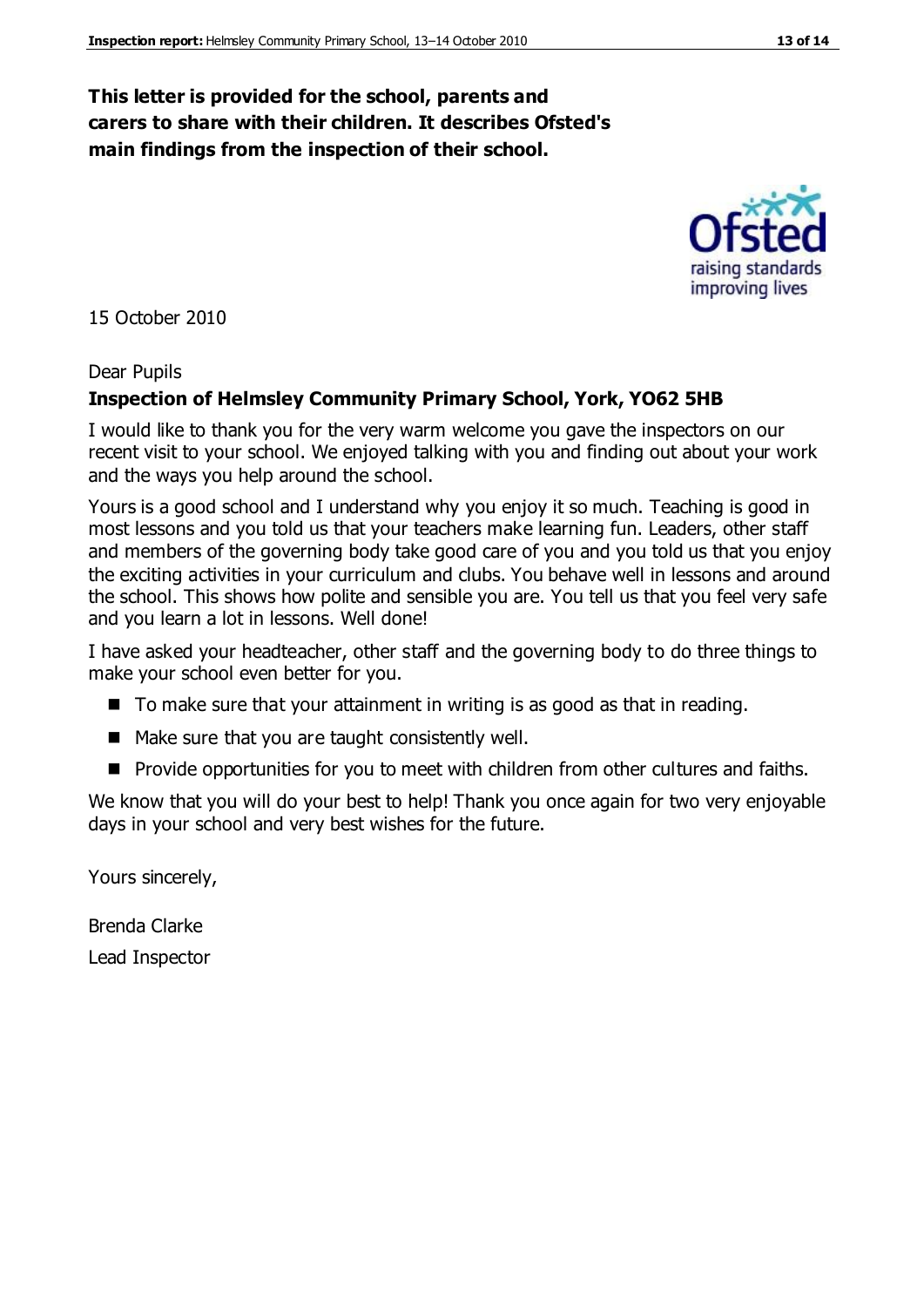**This letter is provided for the school, parents and carers to share with their children. It describes Ofsted's main findings from the inspection of their school.**

15 October 2010

Dear Pupils

**Inspection of Helmsley Community Primary School, York, YO62 5HB**

I would like to thank you for the very warm welcome you gave the inspectors on our recent visit to your school. We enjoyed talking with you and finding out about your work and the ways you help around the school.

Yours is a good school and I understand why you enjoy it so much. Teaching is good in most lessons and you told us that your teachers make learning fun. Leaders, other staff and members of the governing body take good care of you and you told us that you enjoy the exciting activities in your curriculum and clubs. You behave well in lessons and around the school. This shows how polite and sensible you are. You tell us that you feel very safe and you learn a lot in lessons. Well done!

I have asked your headteacher, other staff and the governing body to do three things to make your school even better for you.

- To make sure that your attainment in writing is as good as that in reading.
- Make sure that you are taught consistently well.
- Provide opportunities for you to meet with children from other cultures and faiths.

We know that you will do your best to help! Thank you once again for two very enjoyable days in your school and very best wishes for the future.

Yours sincerely,

Brenda Clarke

Lead Inspector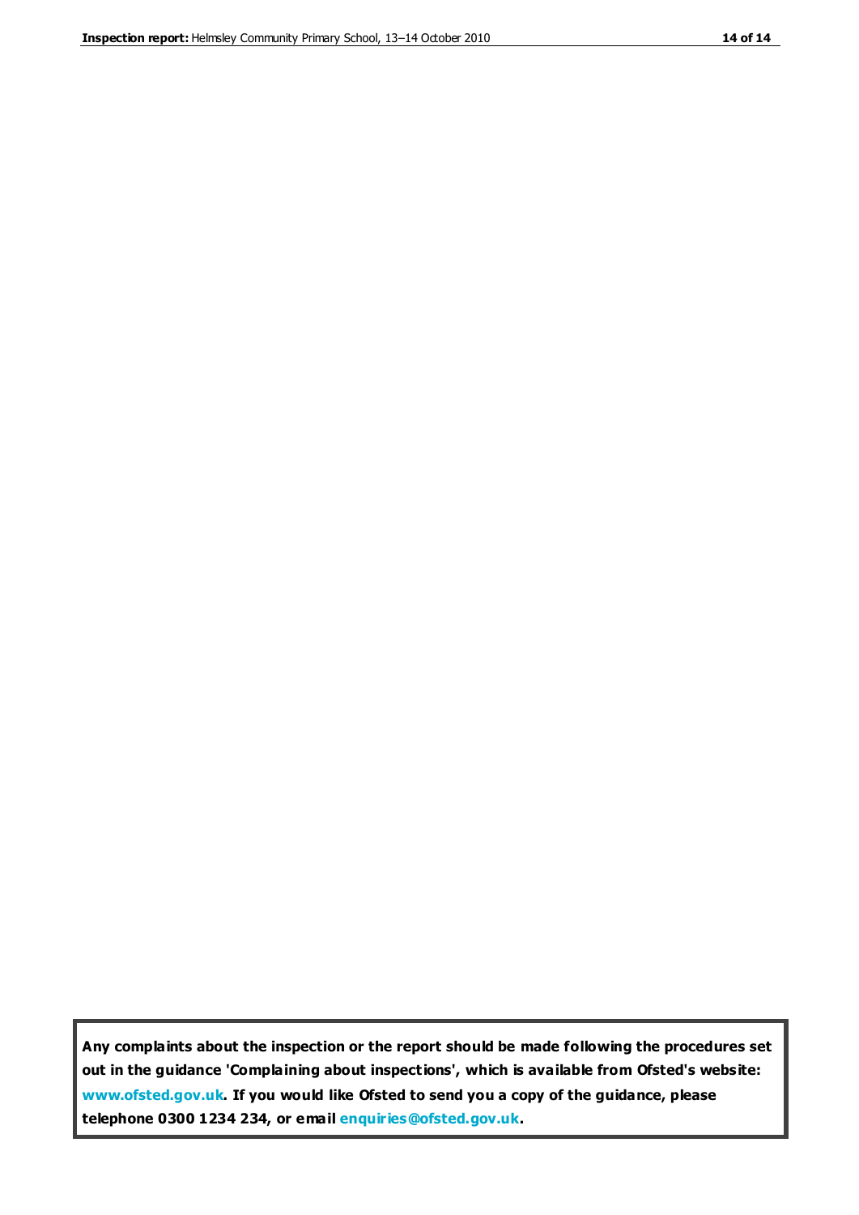**Any complaints about the inspection or the report should be made following the procedures set out in the guidance 'Complaining about inspections', which is available from Ofsted's website: www.ofsted.gov.uk. If you would like Ofsted to send you a copy of the guidance, please telephone 0300 1234 234, or email enquiries@ofsted.gov.uk.**